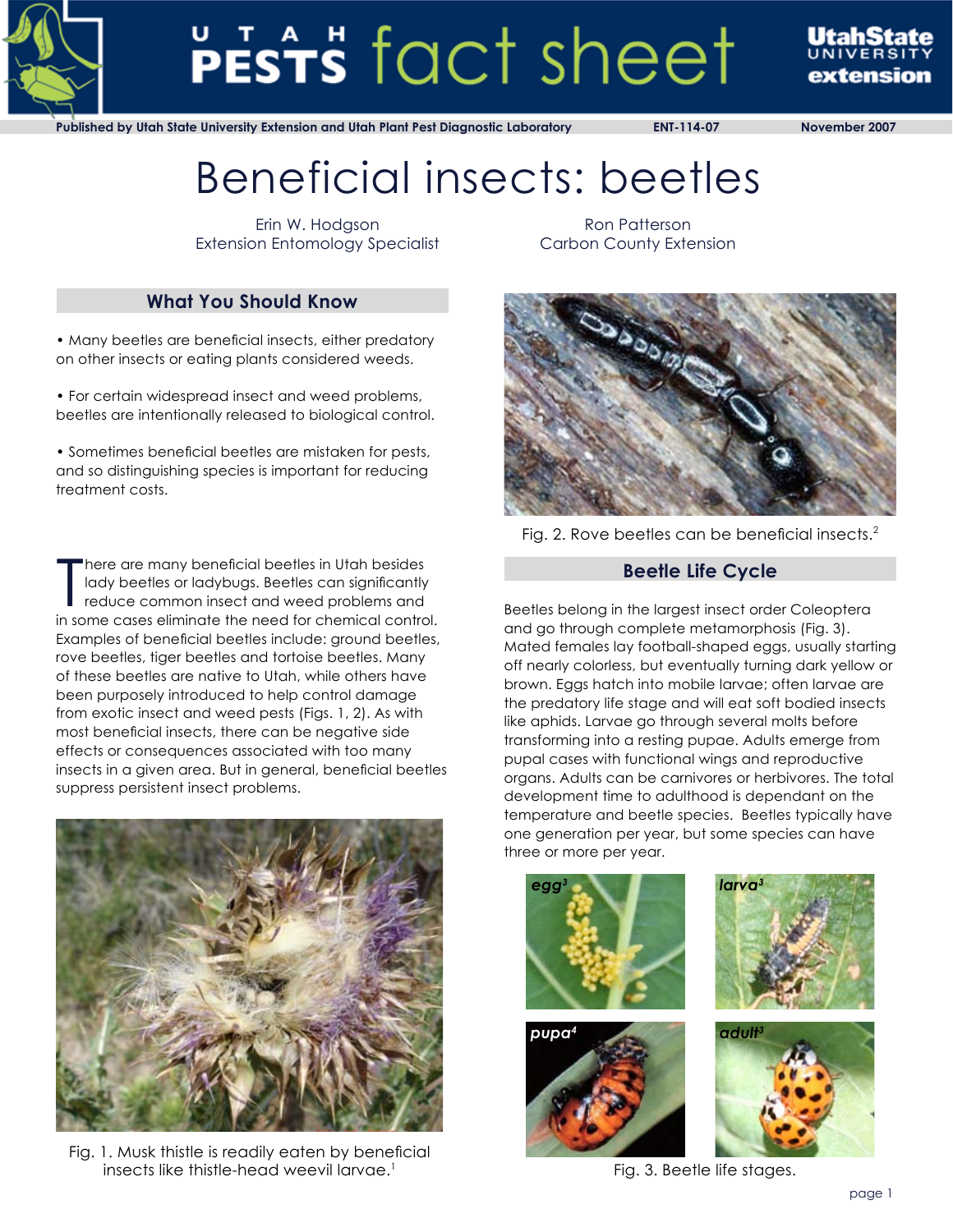Published by Utah State University Extension and Utah Plant Pest Diagnostic Laboratory ENT-114-07 November 2007

# Beneficial insects: beetles

Erin W. Hodgson
Extension Entomology Specialist

Ron Patterson
Carbon County Extension

## What You Should Know

- Many beetles are beneficial insects, either predatory on other insects or eating plants considered weeds.
- For certain widespread insect and weed problems, beetles are intentionally released to biological control.
- Sometimes beneficial beetles are mistaken for pests, and so distinguishing species is important for reducing treatment costs.

There are many beneficial beetles in Utah besides lady beetles or ladybugs. Beetles can significantly reduce common insect and weed problems and in some cases eliminate the need for chemical control. Examples of beneficial beetles include: ground beetles, rove beetles, tiger beetles and tortoise beetles. Many of these beetles are native to Utah, while others have been purposely introduced to help control damage from exotic insect and weed pests (Figs. 1, 2). As with most beneficial insects, there can be negative side effects or consequences associated with too many insects in a given area. But in general, beneficial beetles suppress persistent insect problems.

Fig. 1. Musk thistle is readily eaten by beneficial insects like thistle-head weevil larvae.[1]

Fig. 2. Rove beetles can be beneficial insects.[2]

## Beetle Life Cycle

Beetles belong in the largest insect order Coleoptera and go through complete metamorphosis (Fig. 3). Mated females lay football-shaped eggs, usually starting off nearly colorless, but eventually turning dark yellow or brown. Eggs hatch into mobile larvae; often larvae are the predatory life stage and will eat soft bodied insects like aphids. Larvae go through several molts before transforming into a resting pupae. Adults emerge from pupal cases with functional wings and reproductive organs. Adults can be carnivores or herbivores. The total development time to adulthood is dependant on the temperature and beetle species. Beetles typically have one generation per year, but some species can have three or more per year.

egg[3] larva[3] pupa[4] adult[3]

Fig. 3. Beetle life stages.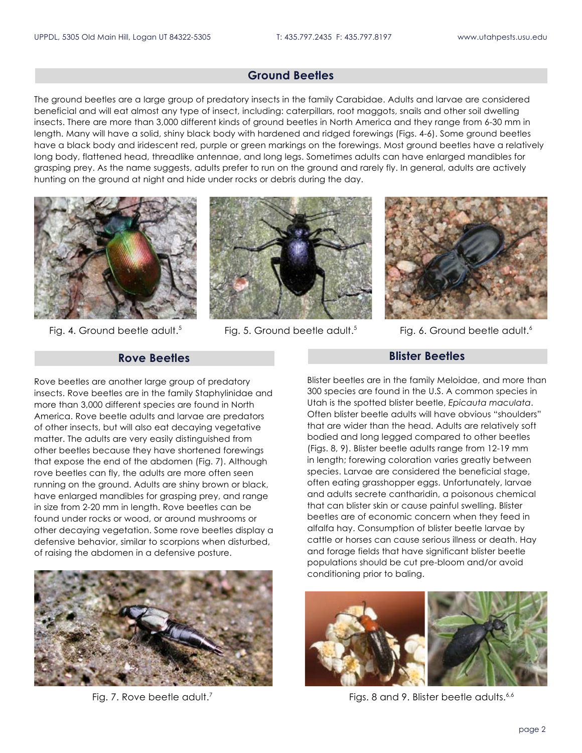## Ground Beetles

The ground beetles are a large group of predatory insects in the family Carabidae. Adults and larvae are considered beneficial and will eat almost any type of insect, including: caterpillars, root maggots, snails and other soil dwelling insects. There are more than 3,000 different kinds of ground beetles in North America and they range from 6-30 mm in length. Many will have a solid, shiny black body with hardened and ridged forewings (Figs. 4-6). Some ground beetles have a black body and iridescent red, purple or green markings on the forewings. Most ground beetles have a relatively long body, flattened head, threadlike antennae, and long legs. Sometimes adults can have enlarged mandibles for grasping prey. As the name suggests, adults prefer to run on the ground and rarely fly. In general, adults are actively hunting on the ground at night and hide under rocks or debris during the day.

Fig. 4. Ground beetle adult.[5]

Fig. 5. Ground beetle adult.[5]

Fig. 6. Ground beetle adult.[6]

## Rove Beetles

Rove beetles are another large group of predatory insects. Rove beetles are in the family Staphylinidae and more than 3,000 different species are found in North America. Rove beetle adults and larvae are predators of other insects, but will also eat decaying vegetative matter. The adults are very easily distinguished from other beetles because they have shortened forewings that expose the end of the abdomen (Fig. 7). Although rove beetles can fly, the adults are more often seen running on the ground. Adults are shiny brown or black, have enlarged mandibles for grasping prey, and range in size from 2-20 mm in length. Rove beetles can be found under rocks or wood, or around mushrooms or other decaying vegetation. Some rove beetles display a defensive behavior, similar to scorpions when disturbed, of raising the abdomen in a defensive posture.

Fig. 7. Rove beetle adult.[7]

## Blister Beetles

Blister beetles are in the family Meloidae, and more than 300 species are found in the U.S. A common species in Utah is the spotted blister beetle, *Epicauta maculata*. Often blister beetle adults will have obvious "shoulders" that are wider than the head. Adults are relatively soft bodied and long legged compared to other beetles (Figs. 8, 9). Blister beetle adults range from 12-19 mm in length; forewing coloration varies greatly between species. Larvae are considered the beneficial stage, often eating grasshopper eggs. Unfortunately, larvae and adults secrete cantharidin, a poisonous chemical that can blister skin or cause painful swelling. Blister beetles are of economic concern when they feed in alfalfa hay. Consumption of blister beetle larvae by cattle or horses can cause serious illness or death. Hay and forage fields that have significant blister beetle populations should be cut pre-bloom and/or avoid conditioning prior to baling.

Figs. 8 and 9. Blister beetle adults.[6,6]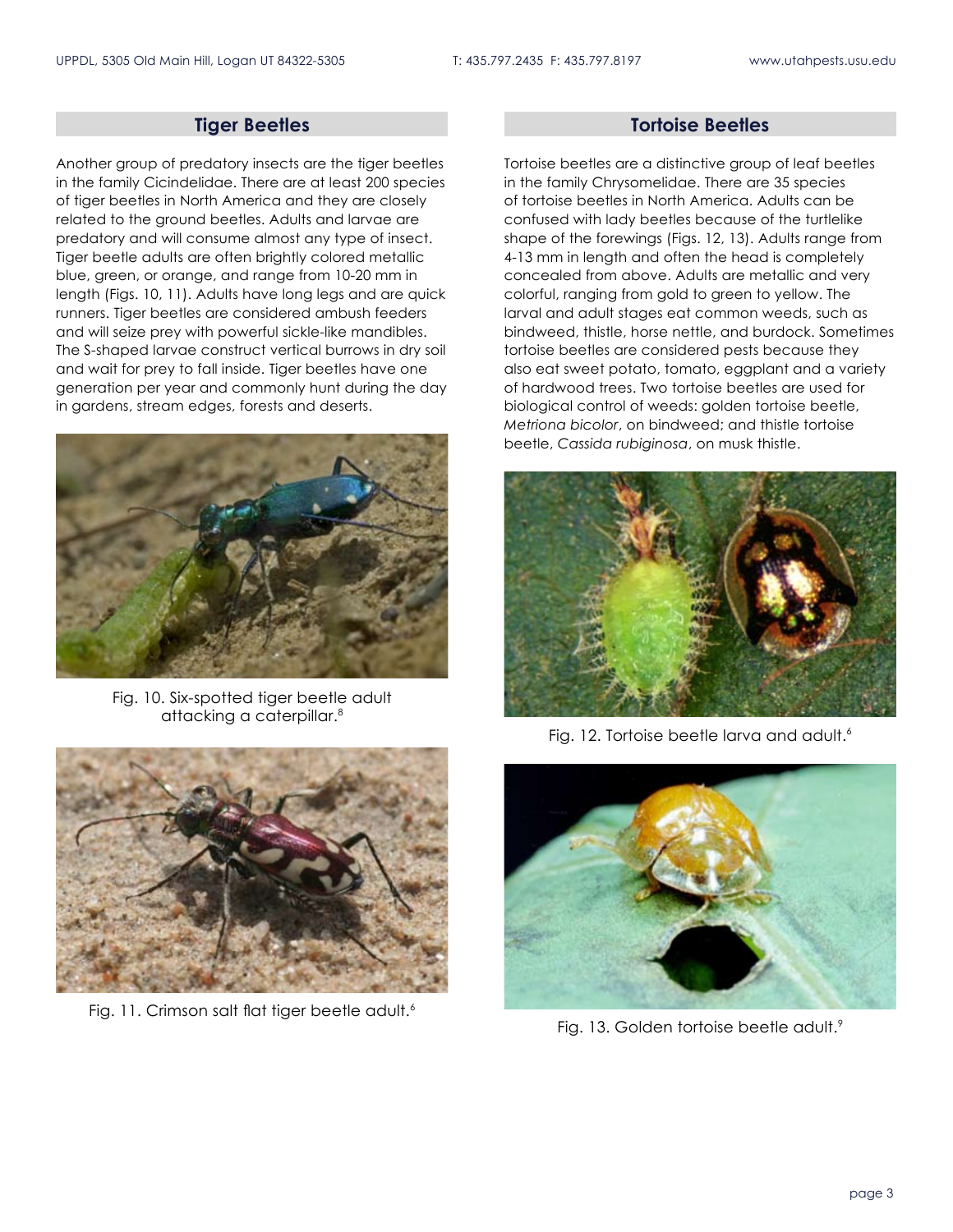## Tiger Beetles

Another group of predatory insects are the tiger beetles in the family Cicindelidae. There are at least 200 species of tiger beetles in North America and they are closely related to the ground beetles. Adults and larvae are predatory and will consume almost any type of insect. Tiger beetle adults are often brightly colored metallic blue, green, or orange, and range from 10-20 mm in length (Figs. 10, 11). Adults have long legs and are quick runners. Tiger beetles are considered ambush feeders and will seize prey with powerful sickle-like mandibles. The S-shaped larvae construct vertical burrows in dry soil and wait for prey to fall inside. Tiger beetles have one generation per year and commonly hunt during the day in gardens, stream edges, forests and deserts.

Fig. 10. Six-spotted tiger beetle adult attacking a caterpillar.[8]

Fig. 11. Crimson salt flat tiger beetle adult.[6]

## Tortoise Beetles

Tortoise beetles are a distinctive group of leaf beetles in the family Chrysomelidae. There are 35 species of tortoise beetles in North America. Adults can be confused with lady beetles because of the turtlelike shape of the forewings (Figs. 12, 13). Adults range from 4-13 mm in length and often the head is completely concealed from above. Adults are metallic and very colorful, ranging from gold to green to yellow. The larval and adult stages eat common weeds, such as bindweed, thistle, horse nettle, and burdock. Sometimes tortoise beetles are considered pests because they also eat sweet potato, tomato, eggplant and a variety of hardwood trees. Two tortoise beetles are used for biological control of weeds: golden tortoise beetle, *Metriona bicolor*, on bindweed; and thistle tortoise beetle, *Cassida rubiginosa*, on musk thistle.

Fig. 12. Tortoise beetle larva and adult.[6]

Fig. 13. Golden tortoise beetle adult.[9]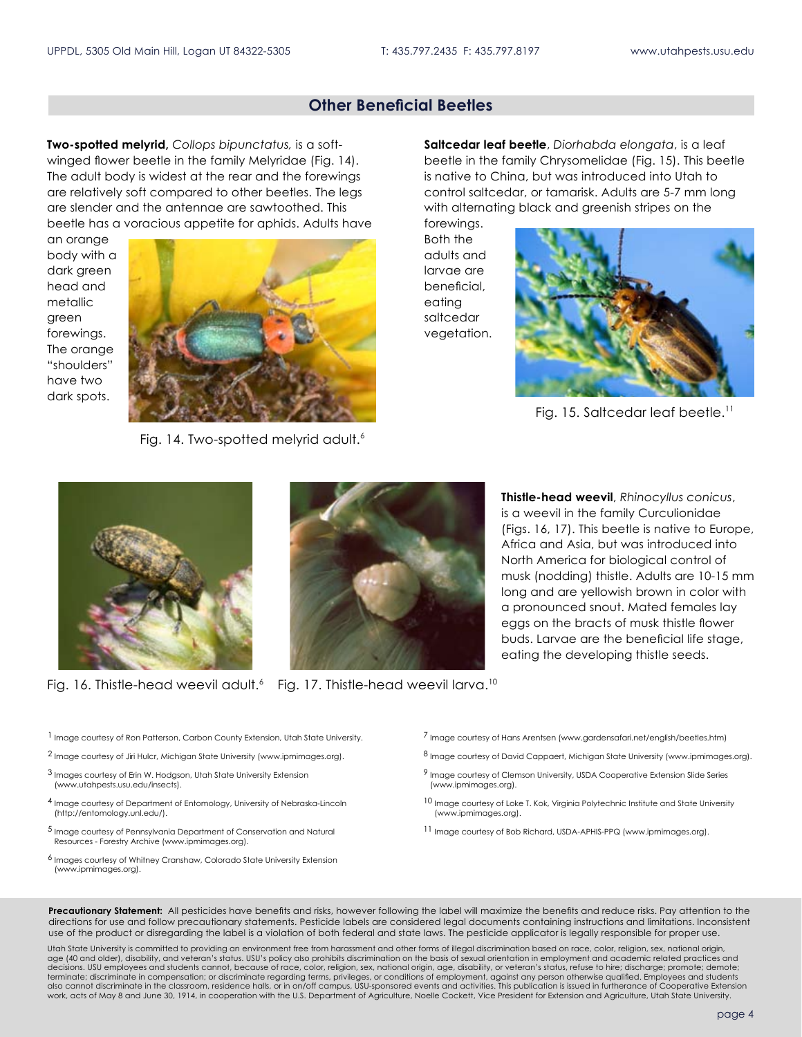## Other Beneficial Beetles

**Two-spotted melyrid,** *Collops bipunctatus,* is a soft-winged flower beetle in the family Melyridae (Fig. 14). The adult body is widest at the rear and the forewings are relatively soft compared to other beetles. The legs are slender and the antennae are sawtoothed. This beetle has a voracious appetite for aphids. Adults have an orange body with a dark green head and metallic green forewings. The orange "shoulders" have two dark spots.

Fig. 14. Two-spotted melyrid adult.[6]

**Saltcedar leaf beetle**, *Diorhabda elongata*, is a leaf beetle in the family Chrysomelidae (Fig. 15). This beetle is native to China, but was introduced into Utah to control saltcedar, or tamarisk. Adults are 5-7 mm long with alternating black and greenish stripes on the forewings. Both the adults and larvae are beneficial, eating saltcedar vegetation.

Fig. 15. Saltcedar leaf beetle.[11]

**Thistle-head weevil**, *Rhinocyllus conicus*, is a weevil in the family Curculionidae (Figs. 16, 17). This beetle is native to Europe, Africa and Asia, but was introduced into North America for biological control of musk (nodding) thistle. Adults are 10-15 mm long and are yellowish brown in color with a pronounced snout. Mated females lay eggs on the bracts of musk thistle flower buds. Larvae are the beneficial life stage, eating the developing thistle seeds.

Fig. 16. Thistle-head weevil adult.[6]

Fig. 17. Thistle-head weevil larva.[10]

[1] Image courtesy of Ron Patterson, Carbon County Extension, Utah State University.

[2] Image courtesy of Jiri Hulcr, Michigan State University (www.ipmimages.org).

[3] Images courtesy of Erin W. Hodgson, Utah State University Extension (www.utahpests.usu.edu/insects).

[4] Image courtesy of Department of Entomology, University of Nebraska-Lincoln (http://entomology.unl.edu/).

[5] Image courtesy of Pennsylvania Department of Conservation and Natural Resources - Forestry Archive (www.ipmimages.org).

[6] Images courtesy of Whitney Cranshaw, Colorado State University Extension (www.ipmimages.org).

[7] Image courtesy of Hans Arentsen (www.gardensafari.net/english/beetles.htm)

[8] Image courtesy of David Cappaert, Michigan State University (www.ipmimages.org).

[9] Image courtesy of Clemson University, USDA Cooperative Extension Slide Series (www.ipmimages.org).

[10] Image courtesy of Loke T. Kok, Virginia Polytechnic Institute and State University (www.ipmimages.org).

[11] Image courtesy of Bob Richard, USDA-APHIS-PPQ (www.ipmimages.org).

**Precautionary Statement:** All pesticides have benefits and risks, however following the label will maximize the benefits and reduce risks. Pay attention to the directions for use and follow precautionary statements. Pesticide labels are considered legal documents containing instructions and limitations. Inconsistent use of the product or disregarding the label is a violation of both federal and state laws. The pesticide applicator is legally responsible for proper use.

Utah State University is committed to providing an environment free from harassment and other forms of illegal discrimination based on race, color, religion, sex, national origin, age (40 and older), disability, and veteran's status. USU's policy also prohibits discrimination on the basis of sexual orientation in employment and academic related practices and decisions. USU employees and students cannot, because of race, color, religion, sex, national origin, age, disability, or veteran's status, refuse to hire; discharge; promote; demote; terminate; discriminate in compensation; or discriminate regarding terms, privileges, or conditions of employment, against any person otherwise qualified. Employees and students also cannot discriminate in the classroom, residence halls, or in on/off campus, USU-sponsored events and activities. This publication is issued in furtherance of Cooperative Extension work, acts of May 8 and June 30, 1914, in cooperation with the U.S. Department of Agriculture, Noelle Cockett, Vice President for Extension and Agriculture, Utah State University.